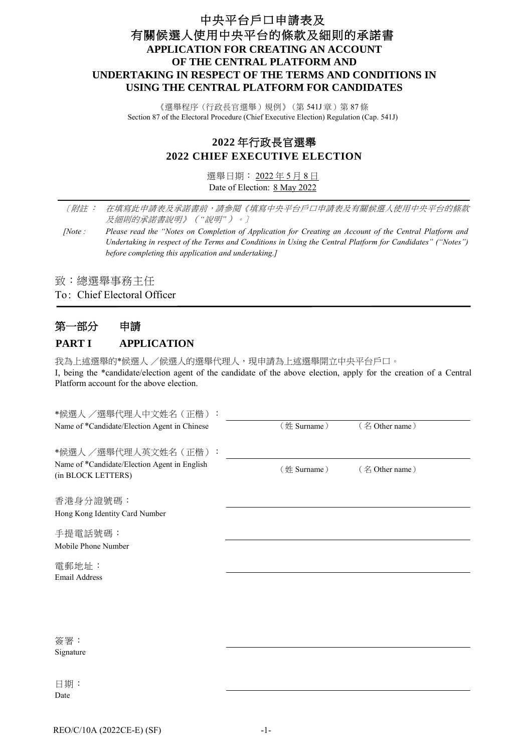# 中央平台戶口申請表及
# 有關候選人使用中央平台的條款及細則的承諾書
# APPLICATION FOR CREATING AN ACCOUNT OF THE CENTRAL PLATFORM AND UNDERTAKING IN RESPECT OF THE TERMS AND CONDITIONS IN USING THE CENTRAL PLATFORM FOR CANDIDATES

《選舉程序（行政長官選舉）規例》（第 541J 章）第 87 條
Section 87 of the Electoral Procedure (Chief Executive Election) Regulation (Cap. 541J)

## 2022 年行政長官選舉
## 2022 CHIEF EXECUTIVE ELECTION

選舉日期： 2022 年 5 月 8 日
Date of Election: 8 May 2022

〔附註： *在填寫此申請表及承諾書前，請參閱《填寫中央平台戶口申請表及有關候選人使用中央平台的條款及細則的承諾書說明》（"說明"）。*〕

*[Note : Please read the "Notes on Completion of Application for Creating an Account of the Central Platform and Undertaking in respect of the Terms and Conditions in Using the Central Platform for Candidates" ("Notes") before completing this application and undertaking.]*

致：總選舉事務主任
To: Chief Electoral Officer

## 第一部分　申請
## PART I　APPLICATION

我為上述選舉的*候選人 ／候選人的選舉代理人，現申請為上述選舉開立中央平台戶口。
I, being the *candidate/election agent of the candidate of the above election, apply for the creation of a Central Platform account for the above election.

*候選人 ／選舉代理人中文姓名（正楷）：
Name of *Candidate/Election Agent in Chinese
\_\_\_\_\_\_\_\_\_\_\_\_\_\_\_\_\_\_\_\_\_\_\_\_\_\_\_\_\_\_\_\_\_
（姓 Surname）　（名 Other name）

*候選人 ／選舉代理人英文姓名（正楷）：
Name of *Candidate/Election Agent in English (in BLOCK LETTERS)
\_\_\_\_\_\_\_\_\_\_\_\_\_\_\_\_\_\_\_\_\_\_\_\_\_\_\_\_\_\_\_\_\_
（姓 Surname）　（名 Other name）

香港身分證號碼：
Hong Kong Identity Card Number \_\_\_\_\_\_\_\_\_\_\_\_\_\_\_\_\_\_\_\_\_\_\_\_\_\_\_\_\_\_\_\_\_

手提電話號碼：
Mobile Phone Number \_\_\_\_\_\_\_\_\_\_\_\_\_\_\_\_\_\_\_\_\_\_\_\_\_\_\_\_\_\_\_\_\_

電郵地址：
Email Address \_\_\_\_\_\_\_\_\_\_\_\_\_\_\_\_\_\_\_\_\_\_\_\_\_\_\_\_\_\_\_\_\_

簽署：
Signature \_\_\_\_\_\_\_\_\_\_\_\_\_\_\_\_\_\_\_\_\_\_\_\_\_\_\_\_\_\_\_\_\_

日期：
Date \_\_\_\_\_\_\_\_\_\_\_\_\_\_\_\_\_\_\_\_\_\_\_\_\_\_\_\_\_\_\_\_\_

REO/C/10A (2022CE-E) (SF)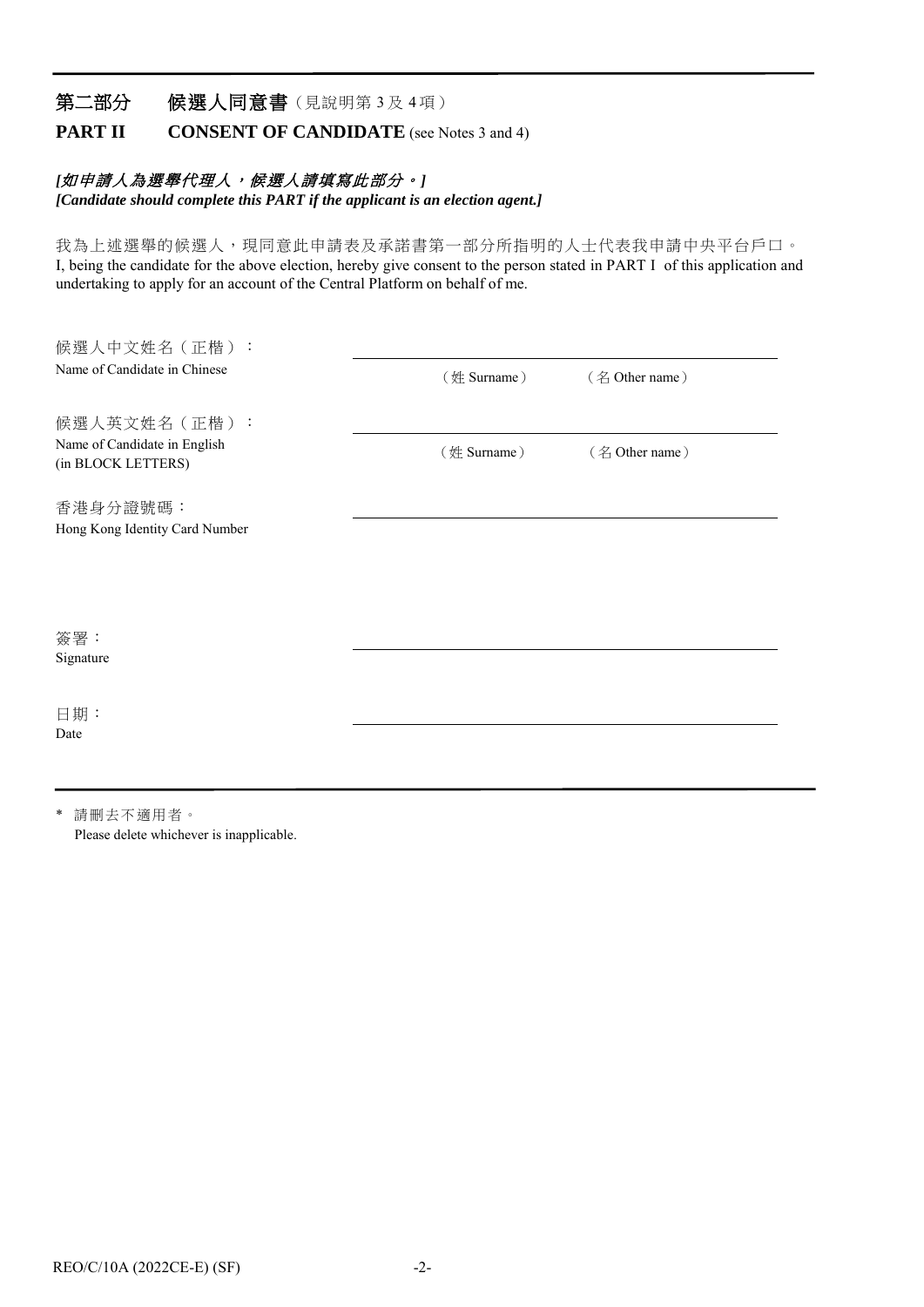## 第二部分　候選人同意書（見說明第 3 及 4 項）

## PART II　CONSENT OF CANDIDATE (see Notes 3 and 4)

***[如申請人為選舉代理人，候選人請填寫此部分。]***
***[Candidate should complete this PART if the applicant is an election agent.]***

我為上述選舉的候選人，現同意此申請表及承諾書第一部分所指明的人士代表我申請中央平台戶口。
I, being the candidate for the above election, hereby give consent to the person stated in PART I of this application and undertaking to apply for an account of the Central Platform on behalf of me.

候選人中文姓名（正楷）：
Name of Candidate in Chinese　　＿＿＿＿＿＿＿＿＿＿＿＿＿＿＿＿
（姓 Surname）　（名 Other name）

候選人英文姓名（正楷）：
Name of Candidate in English (in BLOCK LETTERS)　　＿＿＿＿＿＿＿＿＿＿＿＿＿＿＿＿
（姓 Surname）　（名 Other name）

香港身分證號碼：
Hong Kong Identity Card Number　　＿＿＿＿＿＿＿＿＿＿＿＿＿＿＿＿

簽署：
Signature　　＿＿＿＿＿＿＿＿＿＿＿＿＿＿＿＿

日期：
Date　　＿＿＿＿＿＿＿＿＿＿＿＿＿＿＿＿

\* 請刪去不適用者。
Please delete whichever is inapplicable.

REO/C/10A (2022CE-E) (SF)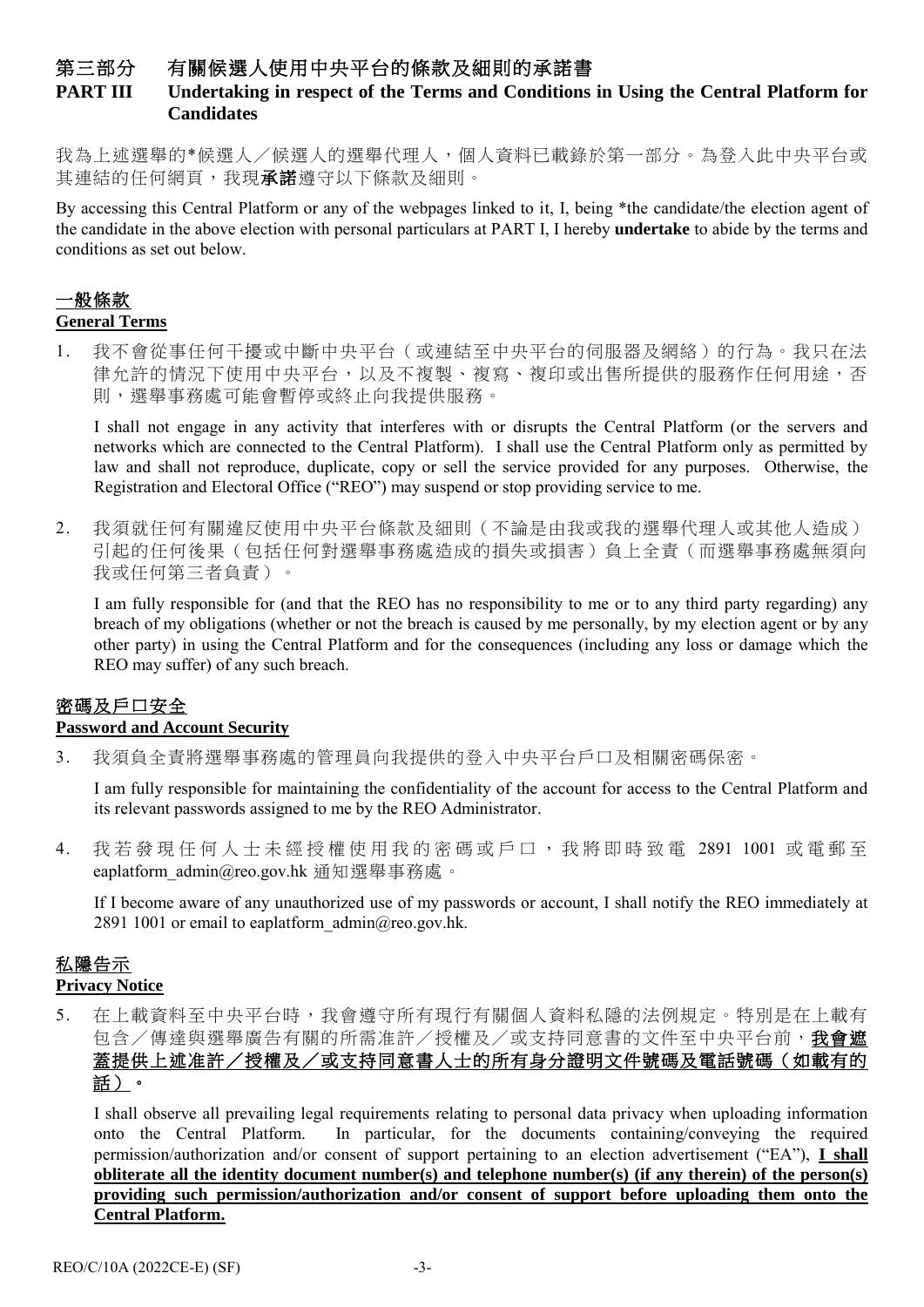# 第三部分　有關候選人使用中央平台的條款及細則的承諾書

# PART III　Undertaking in respect of the Terms and Conditions in Using the Central Platform for Candidates

我為上述選舉的*候選人／候選人的選舉代理人，個人資料已載錄於第一部分。為登入此中央平台或其連結的任何網頁，我現**承諾**遵守以下條款及細則。

By accessing this Central Platform or any of the webpages linked to it, I, being *the candidate/the election agent of the candidate in the above election with personal particulars at PART I, I hereby **undertake** to abide by the terms and conditions as set out below.

## 一般條款

## General Terms

1. 我不會從事任何干擾或中斷中央平台（或連結至中央平台的伺服器及網絡）的行為。我只在法律允許的情況下使用中央平台，以及不複製、複寫、複印或出售所提供的服務作任何用途，否則，選舉事務處可能會暫停或終止向我提供服務。

   I shall not engage in any activity that interferes with or disrupts the Central Platform (or the servers and networks which are connected to the Central Platform). I shall use the Central Platform only as permitted by law and shall not reproduce, duplicate, copy or sell the service provided for any purposes. Otherwise, the Registration and Electoral Office ("REO") may suspend or stop providing service to me.

2. 我須就任何有關違反使用中央平台條款及細則（不論是由我或我的選舉代理人或其他人造成）引起的任何後果（包括任何對選舉事務處造成的損失或損害）負上全責（而選舉事務處無須向我或任何第三者負責）。

   I am fully responsible for (and that the REO has no responsibility to me or to any third party regarding) any breach of my obligations (whether or not the breach is caused by me personally, by my election agent or by any other party) in using the Central Platform and for the consequences (including any loss or damage which the REO may suffer) of any such breach.

## 密碼及戶口安全

## Password and Account Security

3. 我須負全責將選舉事務處的管理員向我提供的登入中央平台戶口及相關密碼保密。

   I am fully responsible for maintaining the confidentiality of the account for access to the Central Platform and its relevant passwords assigned to me by the REO Administrator.

4. 我若發現任何人士未經授權使用我的密碼或戶口，我將即時致電 2891 1001 或電郵至 eaplatform_admin@reo.gov.hk 通知選舉事務處。

   If I become aware of any unauthorized use of my passwords or account, I shall notify the REO immediately at 2891 1001 or email to eaplatform_admin@reo.gov.hk.

## 私隱告示

## Privacy Notice

5. 在上載資料至中央平台時，我會遵守所有現行有關個人資料私隱的法例規定。特別是在上載有包含／傳達與選舉廣告有關的所需准許／授權及／或支持同意書的文件至中央平台前，**我會遮蓋提供上述准許／授權及／或支持同意書人士的所有身分證明文件號碼及電話號碼（如載有的話）。**

   I shall observe all prevailing legal requirements relating to personal data privacy when uploading information onto the Central Platform. In particular, for the documents containing/conveying the required permission/authorization and/or consent of support pertaining to an election advertisement ("EA"), **I shall obliterate all the identity document number(s) and telephone number(s) (if any therein) of the person(s) providing such permission/authorization and/or consent of support before uploading them onto the Central Platform.**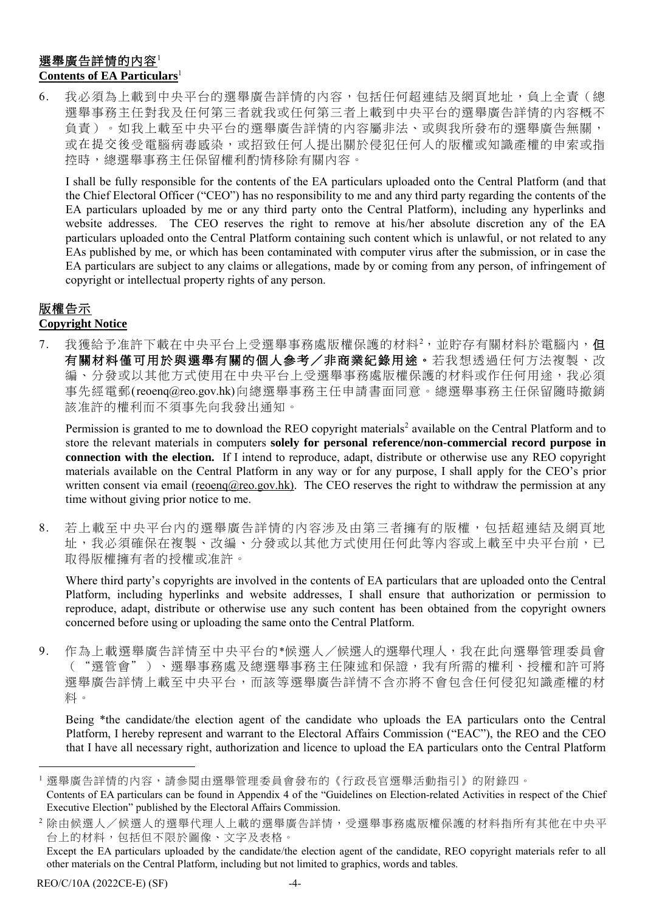## 選舉廣告詳情的內容[1]
**Contents of EA Particulars**[1]

6. 我必須為上載到中央平台的選舉廣告詳情的內容，包括任何超連結及網頁地址，負上全責（總選舉事務主任對我及任何第三者就我或任何第三者上載到中央平台的選舉廣告詳情的內容概不負責）。如我上載至中央平台的選舉廣告詳情的內容屬非法、或與我所發布的選舉廣告無關，或在提交後受電腦病毒感染，或招致任何人提出關於侵犯任何人的版權或知識產權的申索或指控時，總選舉事務主任保留權利酌情移除有關內容。

   I shall be fully responsible for the contents of the EA particulars uploaded onto the Central Platform (and that the Chief Electoral Officer ("CEO") has no responsibility to me and any third party regarding the contents of the EA particulars uploaded by me or any third party onto the Central Platform), including any hyperlinks and website addresses. The CEO reserves the right to remove at his/her absolute discretion any of the EA particulars uploaded onto the Central Platform containing such content which is unlawful, or not related to any EAs published by me, or which has been contaminated with computer virus after the submission, or in case the EA particulars are subject to any claims or allegations, made by or coming from any person, of infringement of copyright or intellectual property rights of any person.

## 版權告示
**Copyright Notice**

7. 我獲給予准許下載在中央平台上受選舉事務處版權保護的材料[2]，並貯存有關材料於電腦內，**但有關材料僅可用於與選舉有關的個人參考／非商業紀錄用途。**若我想透過任何方法複製、改編、分發或以其他方式使用在中央平台上受選舉事務處版權保護的材料或作任何用途，我必須事先經電郵(reoenq@reo.gov.hk)向總選舉事務主任申請書面同意。總選舉事務主任保留隨時撤銷該准許的權利而不須事先向我發出通知。

   Permission is granted to me to download the REO copyright materials[2] available on the Central Platform and to store the relevant materials in computers **solely for personal reference/non-commercial record purpose in connection with the election.** If I intend to reproduce, adapt, distribute or otherwise use any REO copyright materials available on the Central Platform in any way or for any purpose, I shall apply for the CEO's prior written consent via email (reoenq@reo.gov.hk). The CEO reserves the right to withdraw the permission at any time without giving prior notice to me.

8. 若上載至中央平台內的選舉廣告詳情的內容涉及由第三者擁有的版權，包括超連結及網頁地址，我必須確保在複製、改編、分發或以其他方式使用任何此等內容或上載至中央平台前，已取得版權擁有者的授權或准許。

   Where third party's copyrights are involved in the contents of EA particulars that are uploaded onto the Central Platform, including hyperlinks and website addresses, I shall ensure that authorization or permission to reproduce, adapt, distribute or otherwise use any such content has been obtained from the copyright owners concerned before using or uploading the same onto the Central Platform.

9. 作為上載選舉廣告詳情至中央平台的*候選人／候選人的選舉代理人，我在此向選舉管理委員會（"選管會"）、選舉事務處及總選舉事務主任陳述和保證，我有所需的權利、授權和許可將選舉廣告詳情上載至中央平台，而該等選舉廣告詳情不含亦將不會包含任何侵犯知識產權的材料。

   Being *the candidate/the election agent of the candidate who uploads the EA particulars onto the Central Platform, I hereby represent and warrant to the Electoral Affairs Commission ("EAC"), the REO and the CEO that I have all necessary right, authorization and licence to upload the EA particulars onto the Central Platform

---

[1] 選舉廣告詳情的內容，請參閱由選舉管理委員會發布的《行政長官選舉活動指引》的附錄四。
Contents of EA particulars can be found in Appendix 4 of the "Guidelines on Election-related Activities in respect of the Chief Executive Election" published by the Electoral Affairs Commission.

[2] 除由候選人／候選人的選舉代理人上載的選舉廣告詳情，受選舉事務處版權保護的材料指所有其他在中央平台上的材料，包括但不限於圖像、文字及表格。
Except the EA particulars uploaded by the candidate/the election agent of the candidate, REO copyright materials refer to all other materials on the Central Platform, including but not limited to graphics, words and tables.

REO/C/10A (2022CE-E) (SF)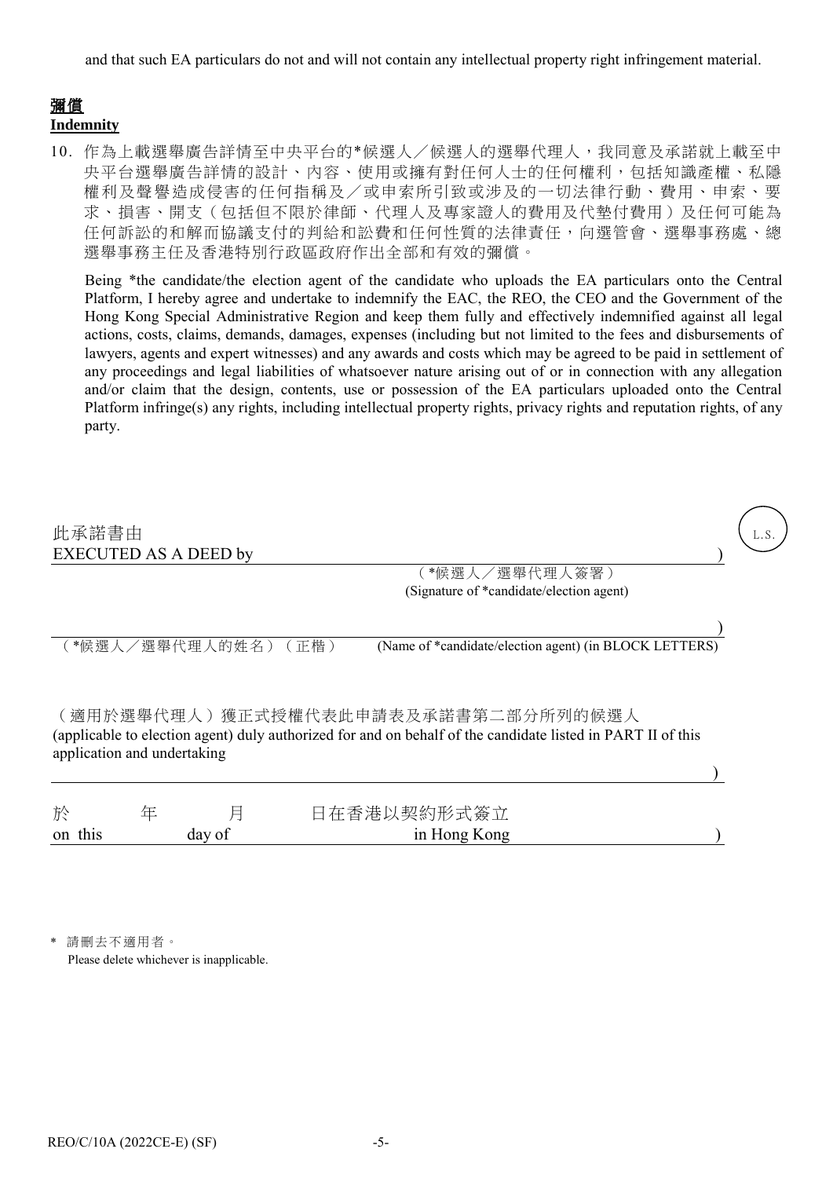and that such EA particulars do not and will not contain any intellectual property right infringement material.

## 彌償
**Indemnity**

10. 作為上載選舉廣告詳情至中央平台的*候選人／候選人的選舉代理人，我同意及承諾就上載至中央平台選舉廣告詳情的設計、內容、使用或擁有對任何人士的任何權利，包括知識產權、私隱權利及聲譽造成侵害的任何指稱及／或申索所引致或涉及的一切法律行動、費用、申索、要求、損害、開支（包括但不限於律師、代理人及專家證人的費用及代墊付費用）及任何可能為任何訴訟的和解而協議支付的判給和訟費和任何性質的法律責任，向選管會、選舉事務處、總選舉事務主任及香港特別行政區政府作出全部和有效的彌償。

    Being *the candidate/the election agent of the candidate who uploads the EA particulars onto the Central Platform, I hereby agree and undertake to indemnify the EAC, the REO, the CEO and the Government of the Hong Kong Special Administrative Region and keep them fully and effectively indemnified against all legal actions, costs, claims, demands, damages, expenses (including but not limited to the fees and disbursements of lawyers, agents and expert witnesses) and any awards and costs which may be agreed to be paid in settlement of any proceedings and legal liabilities of whatsoever nature arising out of or in connection with any allegation and/or claim that the design, contents, use or possession of the EA particulars uploaded onto the Central Platform infringe(s) any rights, including intellectual property rights, privacy rights and reputation rights, of any party.

此承諾書由
EXECUTED AS A DEED by ____________________________________ ) L.S.

（*候選人／選舉代理人簽署）
(Signature of *candidate/election agent)

____________________________________ )

（*候選人／選舉代理人的姓名）（正楷） (Name of *candidate/election agent) (in BLOCK LETTERS)

（適用於選舉代理人）獲正式授權代表此申請表及承諾書第二部分所列的候選人
(applicable to election agent) duly authorized for and on behalf of the candidate listed in PART II of this application and undertaking

____________________________________ )

於　　年　　月　　日在香港以契約形式簽立
on this ______ day of ______ in Hong Kong ______ )

\* 請刪去不適用者。
Please delete whichever is inapplicable.

REO/C/10A (2022CE-E) (SF)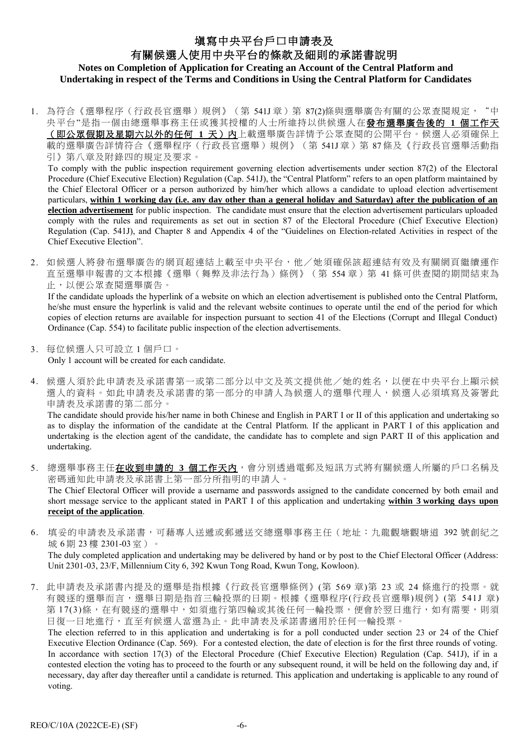# 填寫中央平台戶口申請表及
# 有關候選人使用中央平台的條款及細則的承諾書說明

**Notes on Completion of Application for Creating an Account of the Central Platform and Undertaking in respect of the Terms and Conditions in Using the Central Platform for Candidates**

1. 為符合《選舉程序（行政長官選舉）規例》（第 541J 章）第 87(2)條與選舉廣告有關的公眾查閱規定，"中央平台"是指一個由總選舉事務主任或獲其授權的人士所維持以供候選人在**發布選舉廣告後的 1 個工作天（即公眾假期及星期六以外的任何 1 天）內**上載選舉廣告詳情予公眾查閱的公開平台。候選人必須確保上載的選舉廣告詳情符合《選舉程序（行政長官選舉）規例》（第 541J 章）第 87 條及《行政長官選舉活動指引》第八章及附錄四的規定及要求。
   To comply with the public inspection requirement governing election advertisements under section 87(2) of the Electoral Procedure (Chief Executive Election) Regulation (Cap. 541J), the "Central Platform" refers to an open platform maintained by the Chief Electoral Officer or a person authorized by him/her which allows a candidate to upload election advertisement particulars, **within 1 working day (i.e. any day other than a general holiday and Saturday) after the publication of an election advertisement** for public inspection. The candidate must ensure that the election advertisement particulars uploaded comply with the rules and requirements as set out in section 87 of the Electoral Procedure (Chief Executive Election) Regulation (Cap. 541J), and Chapter 8 and Appendix 4 of the "Guidelines on Election-related Activities in respect of the Chief Executive Election".

2. 如候選人將發布選舉廣告的網頁超連結上載至中央平台，他／她須確保該超連結有效及有關網頁繼續運作直至選舉申報書的文本根據《選舉（舞弊及非法行為）條例》（第 554 章）第 41 條可供查閱的期間結束為止，以便公眾查閱選舉廣告。
   If the candidate uploads the hyperlink of a website on which an election advertisement is published onto the Central Platform, he/she must ensure the hyperlink is valid and the relevant website continues to operate until the end of the period for which copies of election returns are available for inspection pursuant to section 41 of the Elections (Corrupt and Illegal Conduct) Ordinance (Cap. 554) to facilitate public inspection of the election advertisements.

3. 每位候選人只可設立 1 個戶口。
   Only 1 account will be created for each candidate.

4. 候選人須於此申請表及承諾書第一或第二部分以中文及英文提供他／她的姓名，以便在中央平台上顯示候選人的資料。如此申請表及承諾書的第一部分的申請人為候選人的選舉代理人，候選人必須填寫及簽署此申請表及承諾書的第二部分。
   The candidate should provide his/her name in both Chinese and English in PART I or II of this application and undertaking so as to display the information of the candidate at the Central Platform. If the applicant in PART I of this application and undertaking is the election agent of the candidate, the candidate has to complete and sign PART II of this application and undertaking.

5. 總選舉事務主任**在收到申請的 3 個工作天內**，會分別透過電郵及短訊方式將有關候選人所屬的戶口名稱及密碼通知此申請表及承諾書上第一部分所指明的申請人。
   The Chief Electoral Officer will provide a username and passwords assigned to the candidate concerned by both email and short message service to the applicant stated in PART I of this application and undertaking **within 3 working days upon receipt of the application**.

6. 填妥的申請表及承諾書，可藉專人送遞或郵遞送交總選舉事務主任（地址：九龍觀塘觀塘道 392 號創紀之城 6 期 23 樓 2301-03 室）。
   The duly completed application and undertaking may be delivered by hand or by post to the Chief Electoral Officer (Address: Unit 2301-03, 23/F, Millennium City 6, 392 Kwun Tong Road, Kwun Tong, Kowloon).

7. 此申請表及承諾書內提及的選舉是指根據《行政長官選舉條例》(第 569 章)第 23 或 24 條進行的投票。就有競逐的選舉而言，選舉日期是指首三輪投票的日期。根據《選舉程序(行政長官選舉)規例》(第 541J 章)第 17(3)條，在有競逐的選舉中，如須進行第四輪或其後任何一輪投票，便會於翌日進行，如有需要，則須日復一日地進行，直至有候選人當選為止。此申請表及承諾書適用於任何一輪投票。
   The election referred to in this application and undertaking is for a poll conducted under section 23 or 24 of the Chief Executive Election Ordinance (Cap. 569). For a contested election, the date of election is for the first three rounds of voting. In accordance with section 17(3) of the Electoral Procedure (Chief Executive Election) Regulation (Cap. 541J), if in a contested election the voting has to proceed to the fourth or any subsequent round, it will be held on the following day and, if necessary, day after day thereafter until a candidate is returned. This application and undertaking is applicable to any round of voting.

REO/C/10A (2022CE-E) (SF)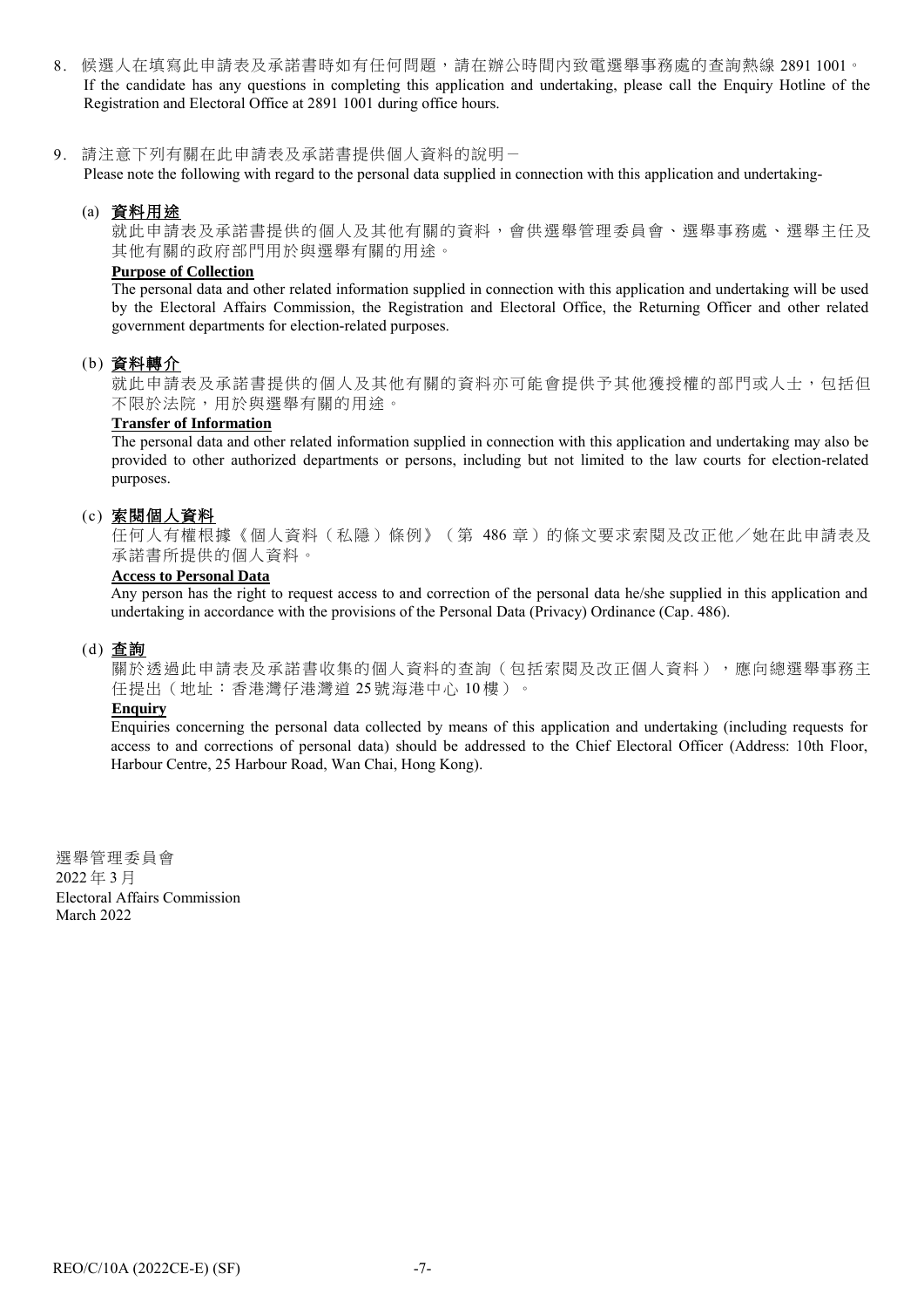8. 候選人在填寫此申請表及承諾書時如有任何問題，請在辦公時間內致電選舉事務處的查詢熱線 2891 1001。
   If the candidate has any questions in completing this application and undertaking, please call the Enquiry Hotline of the Registration and Electoral Office at 2891 1001 during office hours.

9. 請注意下列有關在此申請表及承諾書提供個人資料的說明－
   Please note the following with regard to the personal data supplied in connection with this application and undertaking-

   (a) **資料用途**

   就此申請表及承諾書提供的個人及其他有關的資料，會供選舉管理委員會、選舉事務處、選舉主任及其他有關的政府部門用於與選舉有關的用途。

   **Purpose of Collection**

   The personal data and other related information supplied in connection with this application and undertaking will be used by the Electoral Affairs Commission, the Registration and Electoral Office, the Returning Officer and other related government departments for election-related purposes.

   (b) **資料轉介**

   就此申請表及承諾書提供的個人及其他有關的資料亦可能會提供予其他獲授權的部門或人士，包括但不限於法院，用於與選舉有關的用途。

   **Transfer of Information**

   The personal data and other related information supplied in connection with this application and undertaking may also be provided to other authorized departments or persons, including but not limited to the law courts for election-related purposes.

   (c) **索閱個人資料**

   任何人有權根據《個人資料（私隱）條例》（第 486 章）的條文要求索閱及改正他／她在此申請表及承諾書所提供的個人資料。

   **Access to Personal Data**

   Any person has the right to request access to and correction of the personal data he/she supplied in this application and undertaking in accordance with the provisions of the Personal Data (Privacy) Ordinance (Cap. 486).

   (d) **查詢**

   關於透過此申請表及承諾書收集的個人資料的查詢（包括索閱及改正個人資料），應向總選舉事務主任提出（地址：香港灣仔港灣道 25 號海港中心 10 樓）。

   **Enquiry**

   Enquiries concerning the personal data collected by means of this application and undertaking (including requests for access to and corrections of personal data) should be addressed to the Chief Electoral Officer (Address: 10th Floor, Harbour Centre, 25 Harbour Road, Wan Chai, Hong Kong).

選舉管理委員會
2022 年 3 月
Electoral Affairs Commission
March 2022

REO/C/10A (2022CE-E) (SF)